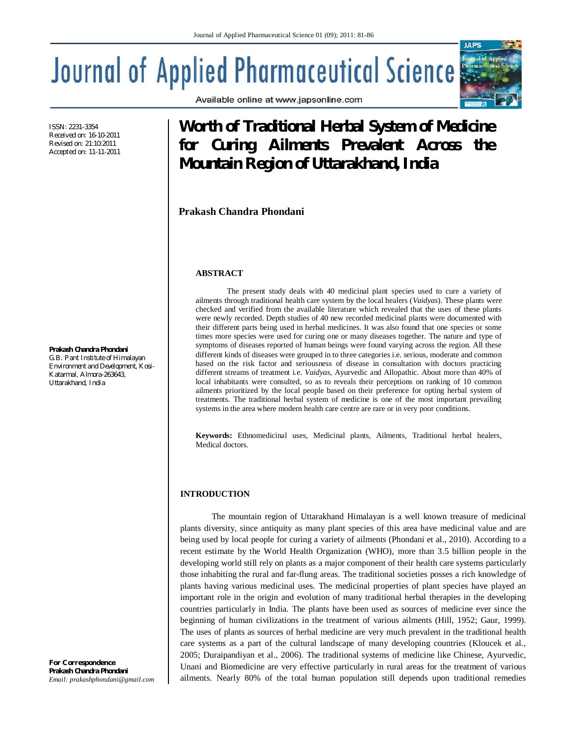# Journal of Applied Pharmaceutical Science

Available online at www.japsonline.com

ISSN: 2231-3354
Received on: 16-10-2011
Revised on: 21:10:2011
Accepted on: 11-11-2011

# Worth of Traditional Herbal System of Medicine for Curing Ailments Prevalent Across the Mountain Region of Uttarakhand, India

**Prakash Chandra Phondani**

**Prakash Chandra Phondani**
G.B. Pant Institute of Himalayan Environment and Development, Kosi-Katarmal, Almora-263643, Uttarakhand, India

**For Correspondence**
**Prakash Chandra Phondani**
*Email: prakashphondani@gmail.com*

## ABSTRACT

The present study deals with 40 medicinal plant species used to cure a variety of ailments through traditional health care system by the local healers (*Vaidyas*). These plants were checked and verified from the available literature which revealed that the uses of these plants were newly recorded. Depth studies of 40 new recorded medicinal plants were documented with their different parts being used in herbal medicines. It was also found that one species or some times more species were used for curing one or many diseases together. The nature and type of symptoms of diseases reported of human beings were found varying across the region. All these different kinds of diseases were grouped in to three categories i.e. serious, moderate and common based on the risk factor and seriousness of disease in consultation with doctors practicing different streams of treatment i.e. *Vaidyas*, Ayurvedic and Allopathic. About more than 40% of local inhabitants were consulted, so as to reveals their perceptions on ranking of 10 common ailments prioritized by the local people based on their preference for opting herbal system of treatments. The traditional herbal system of medicine is one of the most important prevailing systems in the area where modern health care centre are rare or in very poor conditions.

**Keywords:** Ethnomedicinal uses, Medicinal plants, Ailments, Traditional herbal healers, Medical doctors.

## INTRODUCTION

The mountain region of Uttarakhand Himalayan is a well known treasure of medicinal plants diversity, since antiquity as many plant species of this area have medicinal value and are being used by local people for curing a variety of ailments (Phondani et al., 2010). According to a recent estimate by the World Health Organization (WHO), more than 3.5 billion people in the developing world still rely on plants as a major component of their health care systems particularly those inhabiting the rural and far-flung areas. The traditional societies posses a rich knowledge of plants having various medicinal uses. The medicinal properties of plant species have played an important role in the origin and evolution of many traditional herbal therapies in the developing countries particularly in India. The plants have been used as sources of medicine ever since the beginning of human civilizations in the treatment of various ailments (Hill, 1952; Gaur, 1999). The uses of plants as sources of herbal medicine are very much prevalent in the traditional health care systems as a part of the cultural landscape of many developing countries (Kloucek et al., 2005; Duraipandiyan et al., 2006). The traditional systems of medicine like Chinese, Ayurvedic, Unani and Biomedicine are very effective particularly in rural areas for the treatment of various ailments. Nearly 80% of the total human population still depends upon traditional remedies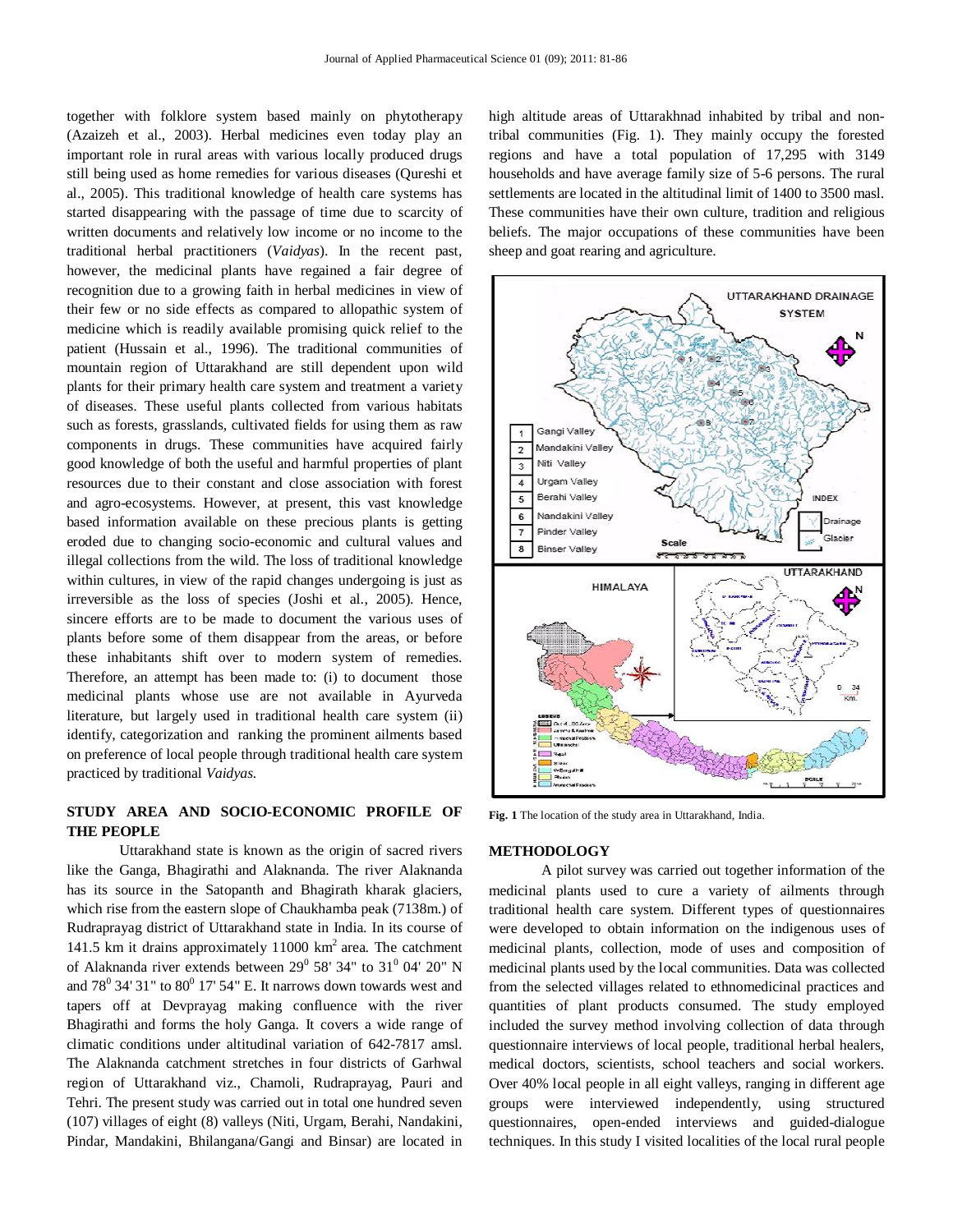together with folklore system based mainly on phytotherapy (Azaizeh et al., 2003). Herbal medicines even today play an important role in rural areas with various locally produced drugs still being used as home remedies for various diseases (Qureshi et al., 2005). This traditional knowledge of health care systems has started disappearing with the passage of time due to scarcity of written documents and relatively low income or no income to the traditional herbal practitioners (*Vaidyas*). In the recent past, however, the medicinal plants have regained a fair degree of recognition due to a growing faith in herbal medicines in view of their few or no side effects as compared to allopathic system of medicine which is readily available promising quick relief to the patient (Hussain et al., 1996). The traditional communities of mountain region of Uttarakhand are still dependent upon wild plants for their primary health care system and treatment a variety of diseases. These useful plants collected from various habitats such as forests, grasslands, cultivated fields for using them as raw components in drugs. These communities have acquired fairly good knowledge of both the useful and harmful properties of plant resources due to their constant and close association with forest and agro-ecosystems. However, at present, this vast knowledge based information available on these precious plants is getting eroded due to changing socio-economic and cultural values and illegal collections from the wild. The loss of traditional knowledge within cultures, in view of the rapid changes undergoing is just as irreversible as the loss of species (Joshi et al., 2005). Hence, sincere efforts are to be made to document the various uses of plants before some of them disappear from the areas, or before these inhabitants shift over to modern system of remedies. Therefore, an attempt has been made to: (i) to document those medicinal plants whose use are not available in Ayurveda literature, but largely used in traditional health care system (ii) identify, categorization and ranking the prominent ailments based on preference of local people through traditional health care system practiced by traditional *Vaidyas.*

## STUDY AREA AND SOCIO-ECONOMIC PROFILE OF THE PEOPLE

Uttarakhand state is known as the origin of sacred rivers like the Ganga, Bhagirathi and Alaknanda. The river Alaknanda has its source in the Satopanth and Bhagirath kharak glaciers, which rise from the eastern slope of Chaukhamba peak (7138m.) of Rudraprayag district of Uttarakhand state in India. In its course of 141.5 km it drains approximately 11000 km$^2$ area. The catchment of Alaknanda river extends between $29^0$ 58' 34" to $31^0$ 04' 20" N and $78^0$ 34' 31" to $80^0$ 17' 54" E. It narrows down towards west and tapers off at Devprayag making confluence with the river Bhagirathi and forms the holy Ganga. It covers a wide range of climatic conditions under altitudinal variation of 642-7817 amsl. The Alaknanda catchment stretches in four districts of Garhwal region of Uttarakhand viz., Chamoli, Rudraprayag, Pauri and Tehri. The present study was carried out in total one hundred seven (107) villages of eight (8) valleys (Niti, Urgam, Berahi, Nandakini, Pindar, Mandakini, Bhilangana/Gangi and Binsar) are located in high altitude areas of Uttarakhnad inhabited by tribal and non-tribal communities (Fig. 1). They mainly occupy the forested regions and have a total population of 17,295 with 3149 households and have average family size of 5-6 persons. The rural settlements are located in the altitudinal limit of 1400 to 3500 masl. These communities have their own culture, tradition and religious beliefs. The major occupations of these communities have been sheep and goat rearing and agriculture.

**Fig. 1** The location of the study area in Uttarakhand, India.

## METHODOLOGY

A pilot survey was carried out together information of the medicinal plants used to cure a variety of ailments through traditional health care system. Different types of questionnaires were developed to obtain information on the indigenous uses of medicinal plants, collection, mode of uses and composition of medicinal plants used by the local communities. Data was collected from the selected villages related to ethnomedicinal practices and quantities of plant products consumed. The study employed included the survey method involving collection of data through questionnaire interviews of local people, traditional herbal healers, medical doctors, scientists, school teachers and social workers. Over 40% local people in all eight valleys, ranging in different age groups were interviewed independently, using structured questionnaires, open-ended interviews and guided-dialogue techniques. In this study I visited localities of the local rural people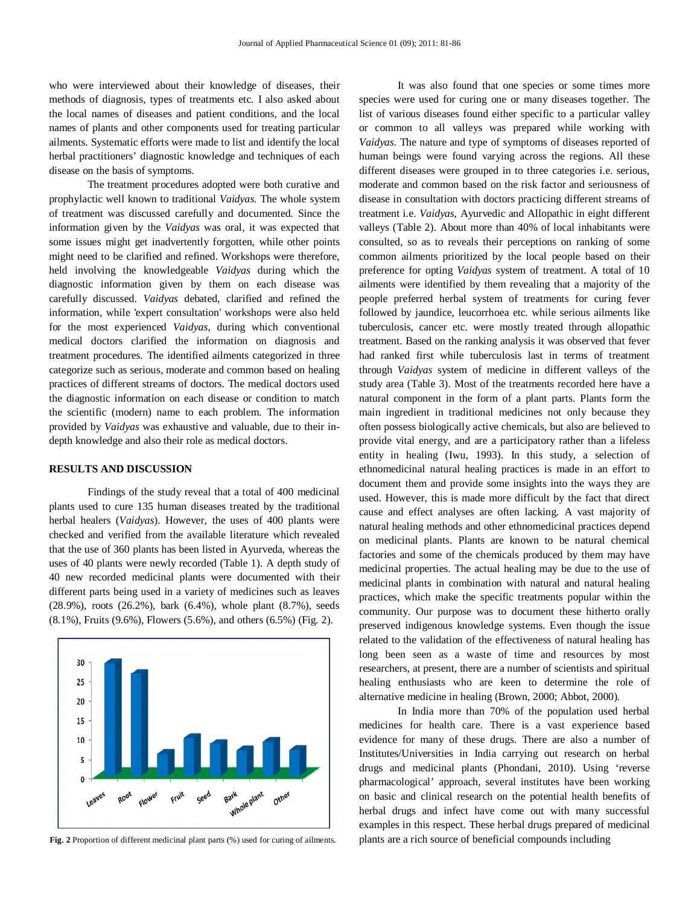who were interviewed about their knowledge of diseases, their methods of diagnosis, types of treatments etc. I also asked about the local names of diseases and patient conditions, and the local names of plants and other components used for treating particular ailments. Systematic efforts were made to list and identify the local herbal practitioners' diagnostic knowledge and techniques of each disease on the basis of symptoms.

The treatment procedures adopted were both curative and prophylactic well known to traditional *Vaidyas.* The whole system of treatment was discussed carefully and documented. Since the information given by the *Vaidyas* was oral, it was expected that some issues might get inadvertently forgotten, while other points might need to be clarified and refined. Workshops were therefore, held involving the knowledgeable *Vaidyas* during which the diagnostic information given by them on each disease was carefully discussed. *Vaidyas* debated, clarified and refined the information, while 'expert consultation' workshops were also held for the most experienced *Vaidyas,* during which conventional medical doctors clarified the information on diagnosis and treatment procedures. The identified ailments categorized in three categorize such as serious, moderate and common based on healing practices of different streams of doctors. The medical doctors used the diagnostic information on each disease or condition to match the scientific (modern) name to each problem. The information provided by *Vaidyas* was exhaustive and valuable, due to their in-depth knowledge and also their role as medical doctors.

## RESULTS AND DISCUSSION

Findings of the study reveal that a total of 400 medicinal plants used to cure 135 human diseases treated by the traditional herbal healers (*Vaidyas*). However, the uses of 400 plants were checked and verified from the available literature which revealed that the use of 360 plants has been listed in Ayurveda, whereas the uses of 40 plants were newly recorded (Table 1). A depth study of 40 new recorded medicinal plants were documented with their different parts being used in a variety of medicines such as leaves (28.9%), roots (26.2%), bark (6.4%), whole plant (8.7%), seeds (8.1%), Fruits (9.6%), Flowers (5.6%), and others (6.5%) (Fig. 2).

**Fig. 2** Proportion of different medicinal plant parts (%) used for curing of ailments.

It was also found that one species or some times more species were used for curing one or many diseases together. The list of various diseases found either specific to a particular valley or common to all valleys was prepared while working with *Vaidyas*. The nature and type of symptoms of diseases reported of human beings were found varying across the regions. All these different diseases were grouped in to three categories i.e. serious, moderate and common based on the risk factor and seriousness of disease in consultation with doctors practicing different streams of treatment i.e. *Vaidyas*, Ayurvedic and Allopathic in eight different valleys (Table 2). About more than 40% of local inhabitants were consulted, so as to reveals their perceptions on ranking of some common ailments prioritized by the local people based on their preference for opting *Vaidyas* system of treatment. A total of 10 ailments were identified by them revealing that a majority of the people preferred herbal system of treatments for curing fever followed by jaundice, leucorrhoea etc. while serious ailments like tuberculosis, cancer etc. were mostly treated through allopathic treatment. Based on the ranking analysis it was observed that fever had ranked first while tuberculosis last in terms of treatment through *Vaidyas* system of medicine in different valleys of the study area (Table 3). Most of the treatments recorded here have a natural component in the form of a plant parts. Plants form the main ingredient in traditional medicines not only because they often possess biologically active chemicals, but also are believed to provide vital energy, and are a participatory rather than a lifeless entity in healing (Iwu, 1993). In this study, a selection of ethnomedicinal natural healing practices is made in an effort to document them and provide some insights into the ways they are used. However, this is made more difficult by the fact that direct cause and effect analyses are often lacking. A vast majority of natural healing methods and other ethnomedicinal practices depend on medicinal plants. Plants are known to be natural chemical factories and some of the chemicals produced by them may have medicinal properties. The actual healing may be due to the use of medicinal plants in combination with natural and natural healing practices, which make the specific treatments popular within the community. Our purpose was to document these hitherto orally preserved indigenous knowledge systems. Even though the issue related to the validation of the effectiveness of natural healing has long been seen as a waste of time and resources by most researchers, at present, there are a number of scientists and spiritual healing enthusiasts who are keen to determine the role of alternative medicine in healing (Brown, 2000; Abbot, 2000).

In India more than 70% of the population used herbal medicines for health care. There is a vast experience based evidence for many of these drugs. There are also a number of Institutes/Universities in India carrying out research on herbal drugs and medicinal plants (Phondani, 2010). Using 'reverse pharmacological' approach, several institutes have been working on basic and clinical research on the potential health benefits of herbal drugs and infect have come out with many successful examples in this respect. These herbal drugs prepared of medicinal plants are a rich source of beneficial compounds including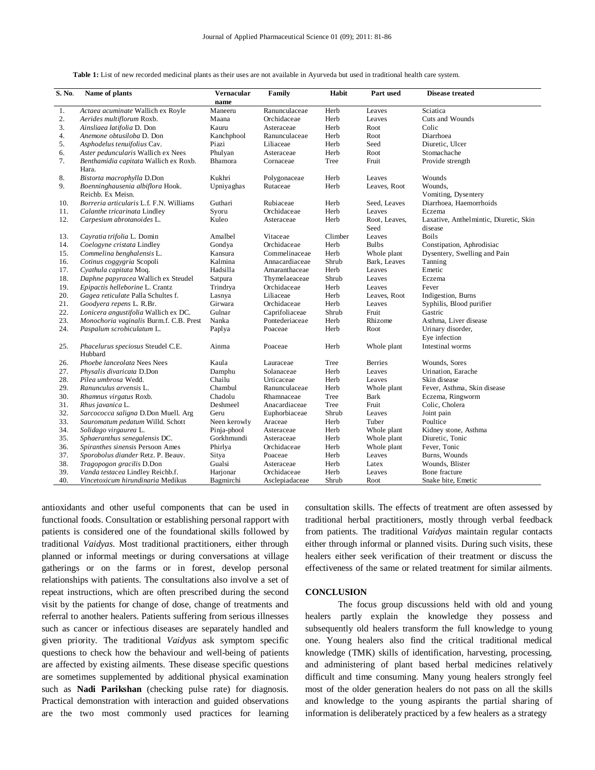**Table 1:** List of new recorded medicinal plants as their uses are not available in Ayurveda but used in traditional health care system.

| S. No. | Name of plants | Vernacular name | Family | Habit | Part used | Disease treated |
|---|---|---|---|---|---|---|
| 1. | *Actaea acuminate* Wallich ex Royle | Maneeru | Ranunculaceae | Herb | Leaves | Sciatica |
| 2. | *Aerides multiflorum* Roxb. | Maana | Orchidaceae | Herb | Leaves | Cuts and Wounds |
| 3. | *Ainsliaea latifolia* D. Don | Kauru | Asteraceae | Herb | Root | Colic |
| 4. | *Anemone obtusiloba* D. Don | Kanchphool | Ranunculaceae | Herb | Root | Diarrhoea |
| 5. | *Asphodelus tenuifolius* Cav. | Piazi | Liliaceae | Herb | Seed | Diuretic, Ulcer |
| 6. | *Aster peduncularis* Wallich ex Nees | Phulyan | Asteraceae | Herb | Root | Stomachache |
| 7. | *Benthamidia capitata* Wallich ex Roxb. Hara. | Bhamora | Cornaceae | Tree | Fruit | Provide strength |
| 8. | *Bistorta macrophylla* D.Don | Kukhri | Polygonaceae | Herb | Leaves | Wounds |
| 9. | *Boenninghausenia albiflora* Hook. Reichb. Ex Meisn. | Upniyaghas | Rutaceae | Herb | Leaves, Root | Wounds, Vomiting, Dysentery |
| 10. | *Borreria articularis* L.f. F.N. Williams | Guthari | Rubiaceae | Herb | Seed, Leaves | Diarrhoea, Haemorrhoids |
| 11. | *Calanthe tricarinata* Lindley | Syoru | Orchidaceae | Herb | Leaves | Eczema |
| 12. | *Carpesium abrotanoides* L. | Kuleo | Asteraceae | Herb | Root, Leaves, Seed | Laxative, Anthelmintic, Diuretic, Skin disease |
| 13. | *Cayratia trifolia* L. Domin | Amalbel | Vitaceae | Climber | Leaves | Boils |
| 14. | *Coelogyne cristata* Lindley | Gondya | Orchidaceae | Herb | Bulbs | Constipation, Aphrodisiac |
| 15. | *Commelina benghalensis* L. | Kansura | Commelinaceae | Herb | Whole plant | Dysentery, Swelling and Pain |
| 16. | *Cotinus coggygria* Scopoli | Kalmina | Annacardiaceae | Shrub | Bark, Leaves | Tanning |
| 17. | *Cyathula capitata* Moq. | Hadsilla | Amaranthaceae | Herb | Leaves | Emetic |
| 18. | *Daphne papyracea* Wallich ex Steudel | Satpura | Thymelaeaceae | Shrub | Leaves | Eczema |
| 19. | *Epipactis helleborine* L. Crantz | Trindrya | Orchidaceae | Herb | Leaves | Fever |
| 20. | *Gagea reticulate* Palla Schultes f. | Lasnya | Liliaceae | Herb | Leaves, Root | Indigestion, Burns |
| 21. | *Goodyera repens* L. R.Br. | Girwara | Orchidaceae | Herb | Leaves | Syphilis, Blood purifier |
| 22. | *Lonicera angustifolia* Wallich ex DC. | Gulnar | Caprifoliaceae | Shrub | Fruit | Gastric |
| 23. | *Monochoria vaginalis* Burm.f. C.B. Prest | Nanka | Pontederiaceae | Herb | Rhizome | Asthma, Liver disease |
| 24. | *Paspalum scrobiculatum* L. | Paplya | Poaceae | Herb | Root | Urinary disorder, Eye infection |
| 25. | *Phacelurus speciosus* Steudel C.E. Hubbard | Ainma | Poaceae | Herb | Whole plant | Intestinal worms |
| 26. | *Phoebe lanceolata* Nees Nees | Kaula | Lauraceae | Tree | Berries | Wounds, Sores |
| 27. | *Physalis divaricata* D.Don | Damphu | Solanaceae | Herb | Leaves | Urination, Earache |
| 28. | *Pilea umbrosa* Wedd. | Chailu | Urticaceae | Herb | Leaves | Skin disease |
| 29. | *Ranunculus arvensis* L. | Chambul | Ranunculaceae | Herb | Whole plant | Fever, Asthma, Skin disease |
| 30. | *Rhamnus virgatus* Roxb. | Chadolu | Rhamnaceae | Tree | Bark | Eczema, Ringworm |
| 31. | *Rhus javanica* L. | Deshmeel | Anacardiaceae | Tree | Fruit | Colic, Cholera |
| 32. | *Sarcococca saligna* D.Don Muell. Arg | Geru | Euphorbiaceae | Shrub | Leaves | Joint pain |
| 33. | *Sauromatum pedatum* Willd. Schott | Neen kerowly | Araceae | Herb | Tuber | Poultice |
| 34. | *Solidago virgaurea* L. | Pinja-phool | Asteraceae | Herb | Whole plant | Kidney stone, Asthma |
| 35. | *Sphaeranthus senegalensis* DC. | Gorkhmundi | Asteraceae | Herb | Whole plant | Diuretic, Tonic |
| 36. | *Spiranthes sinensis* Persoon Ames | Phirlya | Orchidaceae | Herb | Whole plant | Fever, Tonic |
| 37. | *Sporobolus diander* Retz. P. Beauv. | Sitya | Poaceae | Herb | Leaves | Burns, Wounds |
| 38. | *Tragopogon gracilis* D.Don | Gualsi | Asteraceae | Herb | Latex | Wounds, Blister |
| 39. | *Vanda testacea* Lindley Reichb.f. | Harjonar | Orchidaceae | Herb | Leaves | Bone fracture |
| 40. | *Vincetoxicum hirundinaria* Medikus | Bagmirchi | Asclepiadaceae | Shrub | Root | Snake bite, Emetic |

antioxidants and other useful components that can be used in functional foods. Consultation or establishing personal rapport with patients is considered one of the foundational skills followed by traditional *Vaidyas*. Most traditional practitioners, either through planned or informal meetings or during conversations at village gatherings or on the farms or in forest, develop personal relationships with patients. The consultations also involve a set of repeat instructions, which are often prescribed during the second visit by the patients for change of dose, change of treatments and referral to another healers. Patients suffering from serious illnesses such as cancer or infectious diseases are separately handled and given priority. The traditional *Vaidyas* ask symptom specific questions to check how the behaviour and well-being of patients are affected by existing ailments. These disease specific questions are sometimes supplemented by additional physical examination such as **Nadi Parikshan** (checking pulse rate) for diagnosis. Practical demonstration with interaction and guided observations are the two most commonly used practices for learning consultation skills. The effects of treatment are often assessed by traditional herbal practitioners, mostly through verbal feedback from patients. The traditional *Vaidyas* maintain regular contacts either through informal or planned visits. During such visits, these healers either seek verification of their treatment or discuss the effectiveness of the same or related treatment for similar ailments.

## CONCLUSION

The focus group discussions held with old and young healers partly explain the knowledge they possess and subsequently old healers transform the full knowledge to young one. Young healers also find the critical traditional medical knowledge (TMK) skills of identification, harvesting, processing, and administering of plant based herbal medicines relatively difficult and time consuming. Many young healers strongly feel most of the older generation healers do not pass on all the skills and knowledge to the young aspirants the partial sharing of information is deliberately practiced by a few healers as a strategy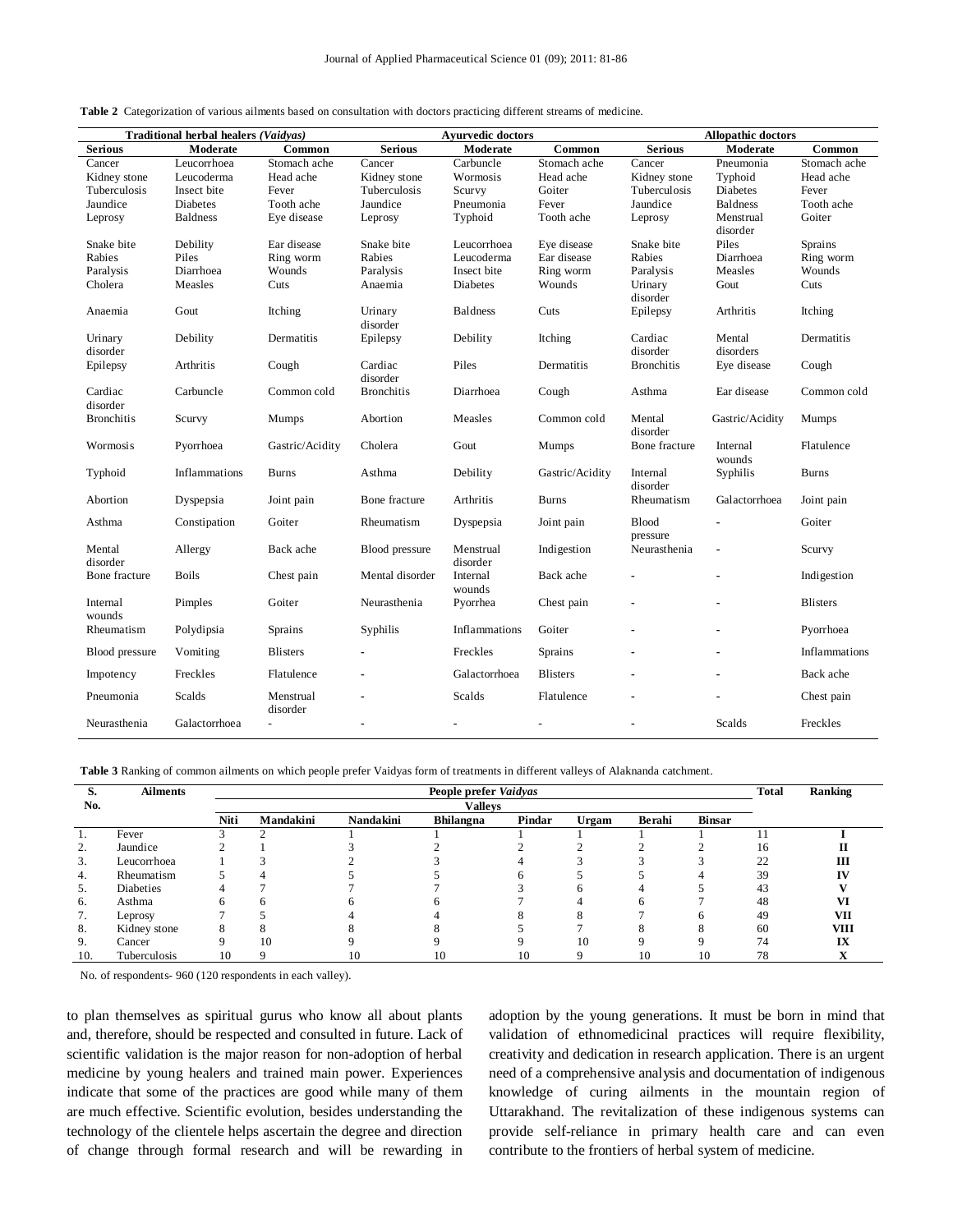**Table 2** Categorization of various ailments based on consultation with doctors practicing different streams of medicine.

| Traditional herbal healers *(Vaidyas)* | | | Ayurvedic doctors | | | Allopathic doctors | | |
|---|---|---|---|---|---|---|---|---|
| **Serious** | **Moderate** | **Common** | **Serious** | **Moderate** | **Common** | **Serious** | **Moderate** | **Common** |
| Cancer | Leucorrhoea | Stomach ache | Cancer | Carbuncle | Stomach ache | Cancer | Pneumonia | Stomach ache |
| Kidney stone | Leucoderma | Head ache | Kidney stone | Wormosis | Head ache | Kidney stone | Typhoid | Head ache |
| Tuberculosis | Insect bite | Fever | Tuberculosis | Scurvy | Goiter | Tuberculosis | Diabetes | Fever |
| Jaundice | Diabetes | Tooth ache | Jaundice | Pneumonia | Fever | Jaundice | Baldness | Tooth ache |
| Leprosy | Baldness | Eye disease | Leprosy | Typhoid | Tooth ache | Leprosy | Menstrual disorder | Goiter |
| Snake bite | Debility | Ear disease | Snake bite | Leucorrhoea | Eye disease | Snake bite | Piles | Sprains |
| Rabies | Piles | Ring worm | Rabies | Leucoderma | Ear disease | Rabies | Diarrhoea | Ring worm |
| Paralysis | Diarrhoea | Wounds | Paralysis | Insect bite | Ring worm | Paralysis | Measles | Wounds |
| Cholera | Measles | Cuts | Anaemia | Diabetes | Wounds | Urinary disorder | Gout | Cuts |
| Anaemia | Gout | Itching | Urinary disorder | Baldness | Cuts | Epilepsy | Arthritis | Itching |
| Urinary disorder | Debility | Dermatitis | Epilepsy | Debility | Itching | Cardiac disorder | Mental disorders | Dermatitis |
| Epilepsy | Arthritis | Cough | Cardiac disorder | Piles | Dermatitis | Bronchitis | Eye disease | Cough |
| Cardiac disorder | Carbuncle | Common cold | Bronchitis | Diarrhoea | Cough | Asthma | Ear disease | Common cold |
| Bronchitis | Scurvy | Mumps | Abortion | Measles | Common cold | Mental disorder | Gastric/Acidity | Mumps |
| Wormosis | Pyorrhoea | Gastric/Acidity | Cholera | Gout | Mumps | Bone fracture | Internal wounds | Flatulence |
| Typhoid | Inflammations | Burns | Asthma | Debility | Gastric/Acidity | Internal disorder | Syphilis | Burns |
| Abortion | Dyspepsia | Joint pain | Bone fracture | Arthritis | Burns | Rheumatism | Galactorrhoea | Joint pain |
| Asthma | Constipation | Goiter | Rheumatism | Dyspepsia | Joint pain | Blood pressure | - | Goiter |
| Mental disorder | Allergy | Back ache | Blood pressure | Menstrual disorder | Indigestion | Neurasthenia | - | Scurvy |
| Bone fracture | Boils | Chest pain | Mental disorder | Internal wounds | Back ache | - | - | Indigestion |
| Internal wounds | Pimples | Goiter | Neurasthenia | Pyorrhea | Chest pain | - | - | Blisters |
| Rheumatism | Polydipsia | Sprains | Syphilis | Inflammations | Goiter | - | - | Pyorrhoea |
| Blood pressure | Vomiting | Blisters | - | Freckles | Sprains | - | - | Inflammations |
| Impotency | Freckles | Flatulence | - | Galactorrhoea | Blisters | - | - | Back ache |
| Pneumonia | Scalds | Menstrual disorder | - | Scalds | Flatulence | - | - | Chest pain |
| Neurasthenia | Galactorrhoea | - | - | - | - | - | Scalds | Freckles |

**Table 3** Ranking of common ailments on which people prefer Vaidyas form of treatments in different valleys of Alaknanda catchment.

| S. No. | Ailments | People prefer *Vaidyas* | | | | | | | | Total | Ranking |
|---|---|---|---|---|---|---|---|---|---|---|---|
| | | Valleys | | | | | | | | | |
| | | **Niti** | **Mandakini** | **Nandakini** | **Bhilangna** | **Pindar** | **Urgam** | **Berahi** | **Binsar** | | |
| 1. | Fever | 3 | 2 | 1 | 1 | 1 | 1 | 1 | 1 | 11 | **I** |
| 2. | Jaundice | 2 | 1 | 3 | 2 | 2 | 2 | 2 | 2 | 16 | **II** |
| 3. | Leucorrhoea | 1 | 3 | 2 | 3 | 4 | 3 | 3 | 3 | 22 | **III** |
| 4. | Rheumatism | 5 | 4 | 5 | 5 | 6 | 5 | 5 | 4 | 39 | **IV** |
| 5. | Diabetes | 4 | 7 | 7 | 7 | 3 | 6 | 4 | 5 | 43 | **V** |
| 6. | Asthma | 6 | 6 | 6 | 6 | 7 | 4 | 6 | 7 | 48 | **VI** |
| 7. | Leprosy | 7 | 5 | 4 | 4 | 8 | 8 | 7 | 6 | 49 | **VII** |
| 8. | Kidney stone | 8 | 8 | 8 | 8 | 5 | 7 | 8 | 8 | 60 | **VIII** |
| 9. | Cancer | 9 | 10 | 9 | 9 | 9 | 10 | 9 | 9 | 74 | **IX** |
| 10. | Tuberculosis | 10 | 9 | 10 | 10 | 10 | 9 | 10 | 10 | 78 | **X** |

No. of respondents- 960 (120 respondents in each valley).

to plan themselves as spiritual gurus who know all about plants and, therefore, should be respected and consulted in future. Lack of scientific validation is the major reason for non-adoption of herbal medicine by young healers and trained main power. Experiences indicate that some of the practices are good while many of them are much effective. Scientific evolution, besides understanding the technology of the clientele helps ascertain the degree and direction of change through formal research and will be rewarding in adoption by the young generations. It must be born in mind that validation of ethnomedicinal practices will require flexibility, creativity and dedication in research application. There is an urgent need of a comprehensive analysis and documentation of indigenous knowledge of curing ailments in the mountain region of Uttarakhand. The revitalization of these indigenous systems can provide self-reliance in primary health care and can even contribute to the frontiers of herbal system of medicine.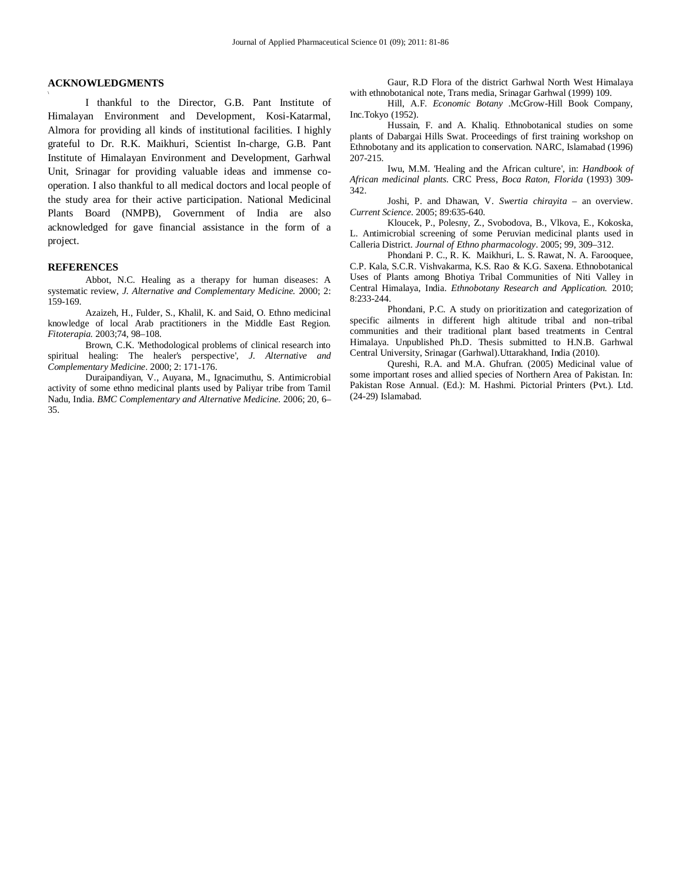## ACKNOWLEDGMENTS

I thankful to the Director, G.B. Pant Institute of Himalayan Environment and Development, Kosi-Katarmal, Almora for providing all kinds of institutional facilities. I highly grateful to Dr. R.K. Maikhuri, Scientist In-charge, G.B. Pant Institute of Himalayan Environment and Development, Garhwal Unit, Srinagar for providing valuable ideas and immense co-operation. I also thankful to all medical doctors and local people of the study area for their active participation. National Medicinal Plants Board (NMPB), Government of India are also acknowledged for gave financial assistance in the form of a project.

## REFERENCES

Abbot, N.C. Healing as a therapy for human diseases: A systematic review, *J. Alternative and Complementary Medicine.* 2000; 2: 159-169.

Azaizeh, H., Fulder, S., Khalil, K. and Said, O. Ethno medicinal knowledge of local Arab practitioners in the Middle East Region. *Fitoterapia.* 2003;74, 98–108.

Brown, C.K. 'Methodological problems of clinical research into spiritual healing: The healer's perspective', *J. Alternative and Complementary Medicine*. 2000; 2: 171-176.

Duraipandiyan, V., Auyana, M., Ignacimuthu, S. Antimicrobial activity of some ethno medicinal plants used by Paliyar tribe from Tamil Nadu, India. *BMC Complementary and Alternative Medicine.* 2006; 20, 6–35.

Gaur, R.D Flora of the district Garhwal North West Himalaya with ethnobotanical note, Trans media, Srinagar Garhwal (1999) 109.

Hill, A.F. *Economic Botany* .McGrow-Hill Book Company, Inc.Tokyo (1952).

Hussain, F. and A. Khaliq. Ethnobotanical studies on some plants of Dabargai Hills Swat. Proceedings of first training workshop on Ethnobotany and its application to conservation. NARC, Islamabad (1996) 207-215.

Iwu, M.M. 'Healing and the African culture', in: *Handbook of African medicinal plants*. CRC Press, *Boca Raton, Florida* (1993) 309-342.

Joshi, P. and Dhawan, V. *Swertia chirayita* – an overview. *Current Science*. 2005; 89:635-640.

Kloucek, P., Polesny, Z., Svobodova, B., Vlkova, E., Kokoska, L. Antimicrobial screening of some Peruvian medicinal plants used in Calleria District. *Journal of Ethno pharmacology*. 2005; 99, 309–312.

Phondani P. C., R. K. Maikhuri, L. S. Rawat, N. A. Farooquee, C.P. Kala, S.C.R. Vishvakarma, K.S. Rao & K.G. Saxena. Ethnobotanical Uses of Plants among Bhotiya Tribal Communities of Niti Valley in Central Himalaya, India. *Ethnobotany Research and Application.* 2010; 8:233-244.

Phondani, P.C. A study on prioritization and categorization of specific ailments in different high altitude tribal and non–tribal communities and their traditional plant based treatments in Central Himalaya. Unpublished Ph.D. Thesis submitted to H.N.B. Garhwal Central University, Srinagar (Garhwal).Uttarakhand, India (2010).

Qureshi, R.A. and M.A. Ghufran. (2005) Medicinal value of some important roses and allied species of Northern Area of Pakistan. In: Pakistan Rose Annual. (Ed.): M. Hashmi. Pictorial Printers (Pvt.). Ltd. (24-29) Islamabad.